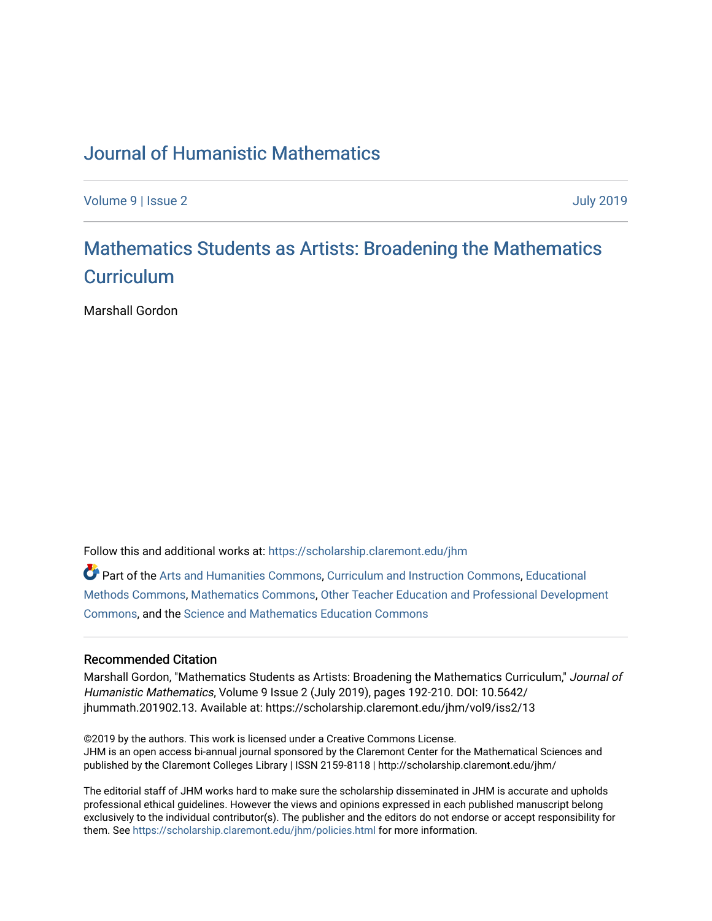# Journal of Humanistic Mathematics

Volume 9 | Issue 2 July 2019

## Mathematics Students as Artists: Broadening the Mathematics Curriculum

Marshall Gordon

Follow this and additional works at: https://scholarship.claremont.edu/jhm

Part of the Arts and Humanities Commons, Curriculum and Instruction Commons, Educational Methods Commons, Mathematics Commons, Other Teacher Education and Professional Development Commons, and the Science and Mathematics Education Commons

### Recommended Citation

Marshall Gordon, "Mathematics Students as Artists: Broadening the Mathematics Curriculum," *Journal of Humanistic Mathematics*, Volume 9 Issue 2 (July 2019), pages 192-210. DOI: 10.5642/jhummath.201902.13. Available at: https://scholarship.claremont.edu/jhm/vol9/iss2/13

©2019 by the authors. This work is licensed under a Creative Commons License.
JHM is an open access bi-annual journal sponsored by the Claremont Center for the Mathematical Sciences and published by the Claremont Colleges Library | ISSN 2159-8118 | http://scholarship.claremont.edu/jhm/

The editorial staff of JHM works hard to make sure the scholarship disseminated in JHM is accurate and upholds professional ethical guidelines. However the views and opinions expressed in each published manuscript belong exclusively to the individual contributor(s). The publisher and the editors do not endorse or accept responsibility for them. See https://scholarship.claremont.edu/jhm/policies.html for more information.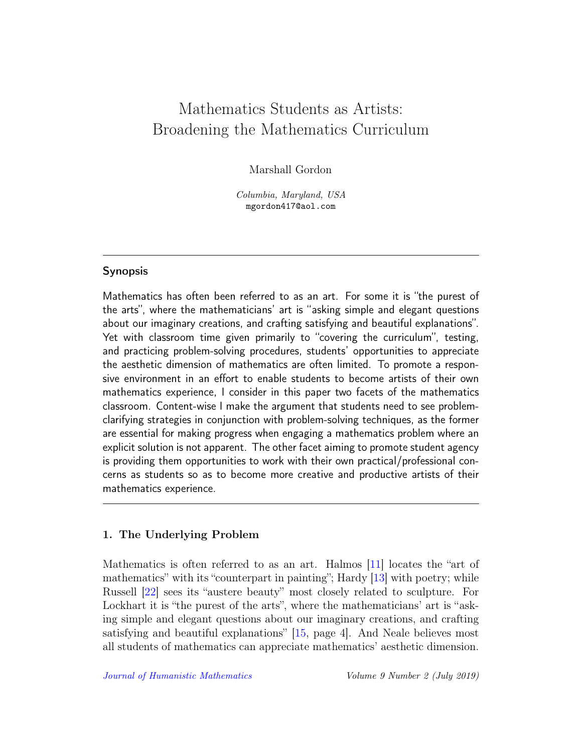# Mathematics Students as Artists: Broadening the Mathematics Curriculum

Marshall Gordon

*Columbia, Maryland, USA*
mgordon417@aol.com

---

### Synopsis

Mathematics has often been referred to as an art. For some it is "the purest of the arts", where the mathematicians' art is "asking simple and elegant questions about our imaginary creations, and crafting satisfying and beautiful explanations". Yet with classroom time given primarily to "covering the curriculum", testing, and practicing problem-solving procedures, students' opportunities to appreciate the aesthetic dimension of mathematics are often limited. To promote a responsive environment in an effort to enable students to become artists of their own mathematics experience, I consider in this paper two facets of the mathematics classroom. Content-wise I make the argument that students need to see problem-clarifying strategies in conjunction with problem-solving techniques, as the former are essential for making progress when engaging a mathematics problem where an explicit solution is not apparent. The other facet aiming to promote student agency is providing them opportunities to work with their own practical/professional concerns as students so as to become more creative and productive artists of their mathematics experience.

---

## 1. The Underlying Problem

Mathematics is often referred to as an art. Halmos [11] locates the "art of mathematics" with its "counterpart in painting"; Hardy [13] with poetry; while Russell [22] sees its "austere beauty" most closely related to sculpture. For Lockhart it is "the purest of the arts", where the mathematicians' art is "asking simple and elegant questions about our imaginary creations, and crafting satisfying and beautiful explanations" [15, page 4]. And Neale believes most all students of mathematics can appreciate mathematics' aesthetic dimension.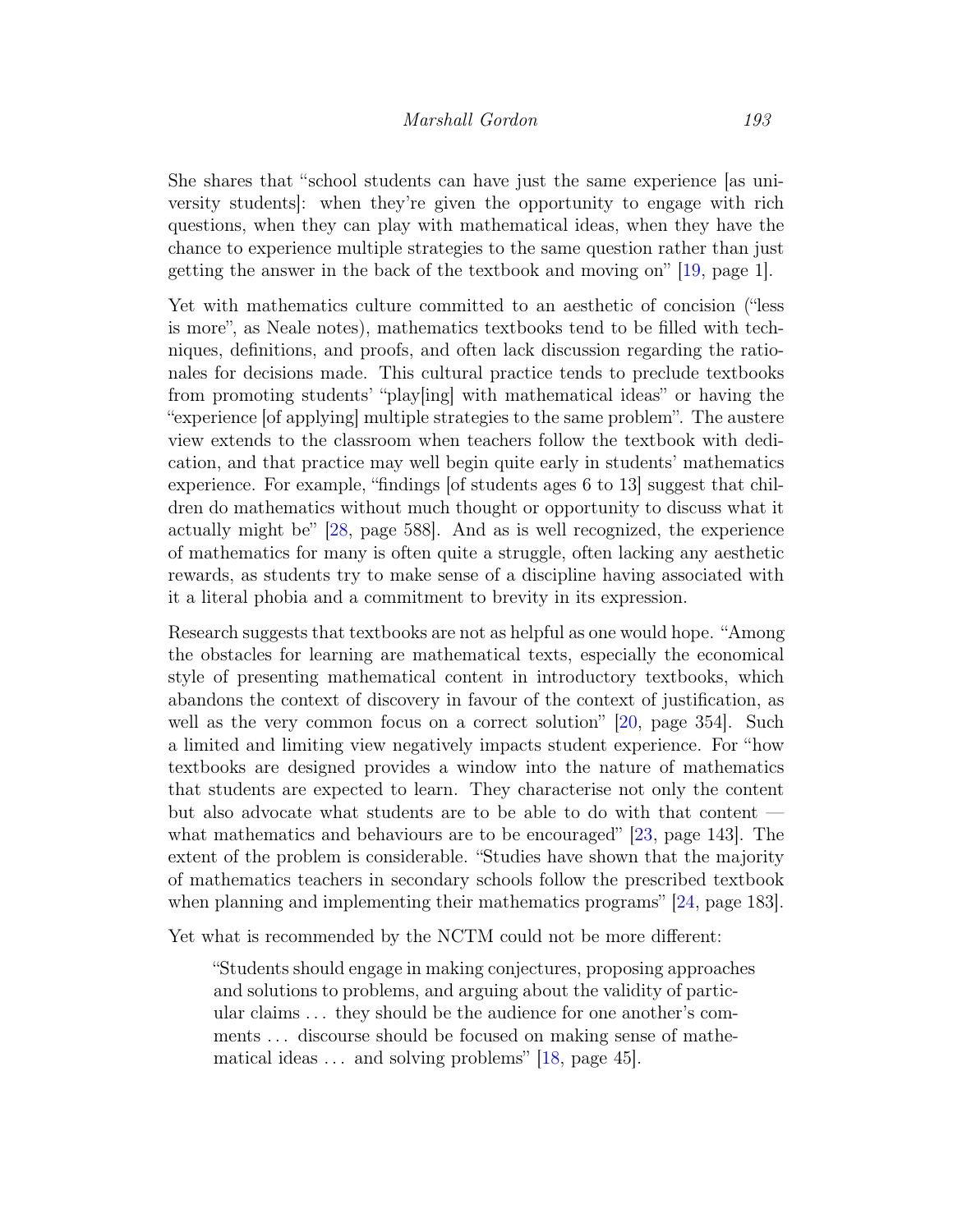She shares that "school students can have just the same experience [as university students]: when they're given the opportunity to engage with rich questions, when they can play with mathematical ideas, when they have the chance to experience multiple strategies to the same question rather than just getting the answer in the back of the textbook and moving on" [19, page 1].

Yet with mathematics culture committed to an aesthetic of concision ("less is more", as Neale notes), mathematics textbooks tend to be filled with techniques, definitions, and proofs, and often lack discussion regarding the rationales for decisions made. This cultural practice tends to preclude textbooks from promoting students' "play[ing] with mathematical ideas" or having the "experience [of applying] multiple strategies to the same problem". The austere view extends to the classroom when teachers follow the textbook with dedication, and that practice may well begin quite early in students' mathematics experience. For example, "findings [of students ages 6 to 13] suggest that children do mathematics without much thought or opportunity to discuss what it actually might be" [28, page 588]. And as is well recognized, the experience of mathematics for many is often quite a struggle, often lacking any aesthetic rewards, as students try to make sense of a discipline having associated with it a literal phobia and a commitment to brevity in its expression.

Research suggests that textbooks are not as helpful as one would hope. "Among the obstacles for learning are mathematical texts, especially the economical style of presenting mathematical content in introductory textbooks, which abandons the context of discovery in favour of the context of justification, as well as the very common focus on a correct solution" [20, page 354]. Such a limited and limiting view negatively impacts student experience. For "how textbooks are designed provides a window into the nature of mathematics that students are expected to learn. They characterise not only the content but also advocate what students are to be able to do with that content — what mathematics and behaviours are to be encouraged" [23, page 143]. The extent of the problem is considerable. "Studies have shown that the majority of mathematics teachers in secondary schools follow the prescribed textbook when planning and implementing their mathematics programs" [24, page 183].

Yet what is recommended by the NCTM could not be more different:

> "Students should engage in making conjectures, proposing approaches and solutions to problems, and arguing about the validity of particular claims ... they should be the audience for one another's comments ... discourse should be focused on making sense of mathematical ideas ... and solving problems" [18, page 45].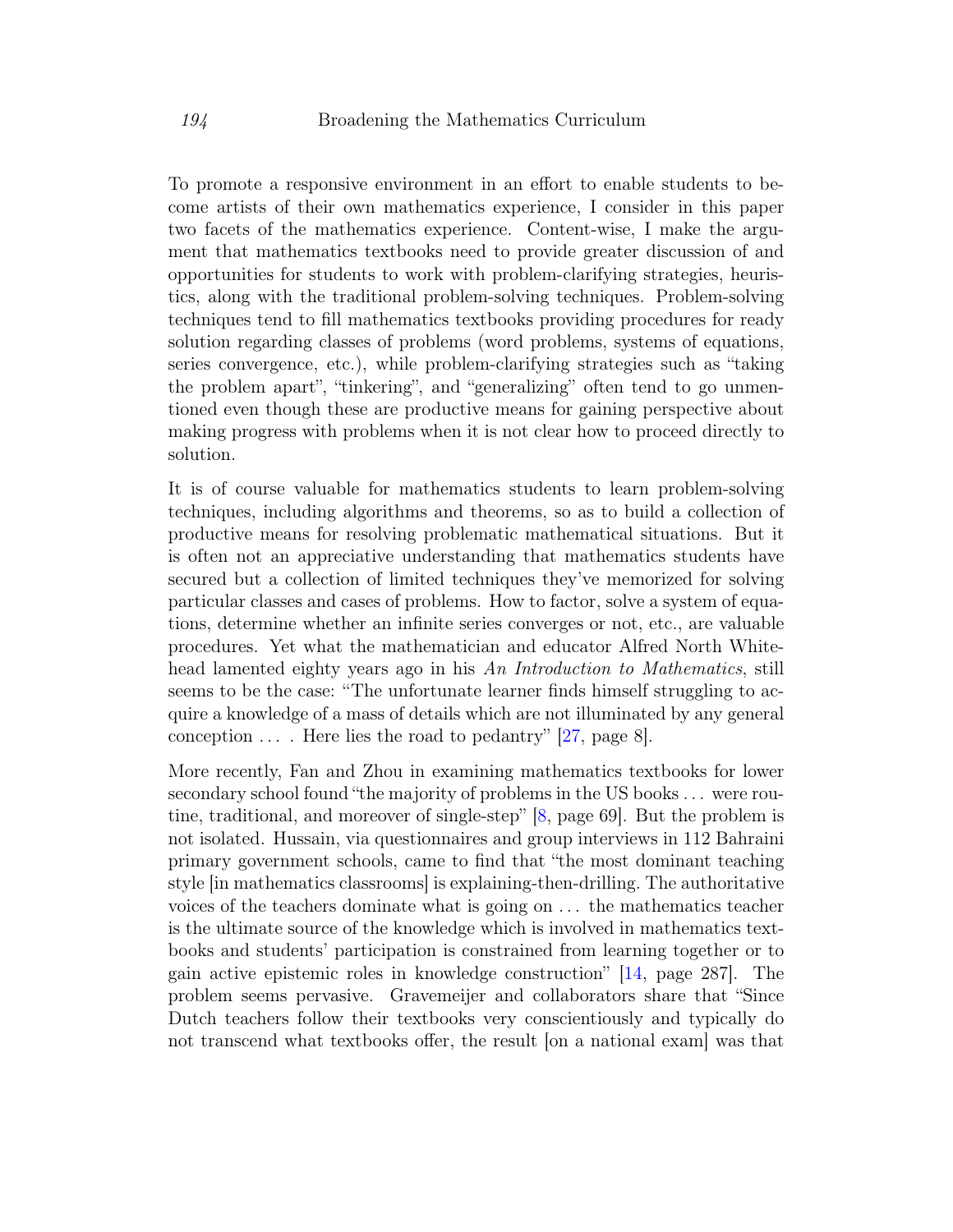To promote a responsive environment in an effort to enable students to become artists of their own mathematics experience, I consider in this paper two facets of the mathematics experience. Content-wise, I make the argument that mathematics textbooks need to provide greater discussion of and opportunities for students to work with problem-clarifying strategies, heuristics, along with the traditional problem-solving techniques. Problem-solving techniques tend to fill mathematics textbooks providing procedures for ready solution regarding classes of problems (word problems, systems of equations, series convergence, etc.), while problem-clarifying strategies such as "taking the problem apart", "tinkering", and "generalizing" often tend to go unmentioned even though these are productive means for gaining perspective about making progress with problems when it is not clear how to proceed directly to solution.

It is of course valuable for mathematics students to learn problem-solving techniques, including algorithms and theorems, so as to build a collection of productive means for resolving problematic mathematical situations. But it is often not an appreciative understanding that mathematics students have secured but a collection of limited techniques they've memorized for solving particular classes and cases of problems. How to factor, solve a system of equations, determine whether an infinite series converges or not, etc., are valuable procedures. Yet what the mathematician and educator Alfred North Whitehead lamented eighty years ago in his *An Introduction to Mathematics*, still seems to be the case: "The unfortunate learner finds himself struggling to acquire a knowledge of a mass of details which are not illuminated by any general conception . . . . Here lies the road to pedantry" [27, page 8].

More recently, Fan and Zhou in examining mathematics textbooks for lower secondary school found "the majority of problems in the US books . . . were routine, traditional, and moreover of single-step" [8, page 69]. But the problem is not isolated. Hussain, via questionnaires and group interviews in 112 Bahraini primary government schools, came to find that "the most dominant teaching style [in mathematics classrooms] is explaining-then-drilling. The authoritative voices of the teachers dominate what is going on . . . the mathematics teacher is the ultimate source of the knowledge which is involved in mathematics textbooks and students' participation is constrained from learning together or to gain active epistemic roles in knowledge construction" [14, page 287]. The problem seems pervasive. Gravemeijer and collaborators share that "Since Dutch teachers follow their textbooks very conscientiously and typically do not transcend what textbooks offer, the result [on a national exam] was that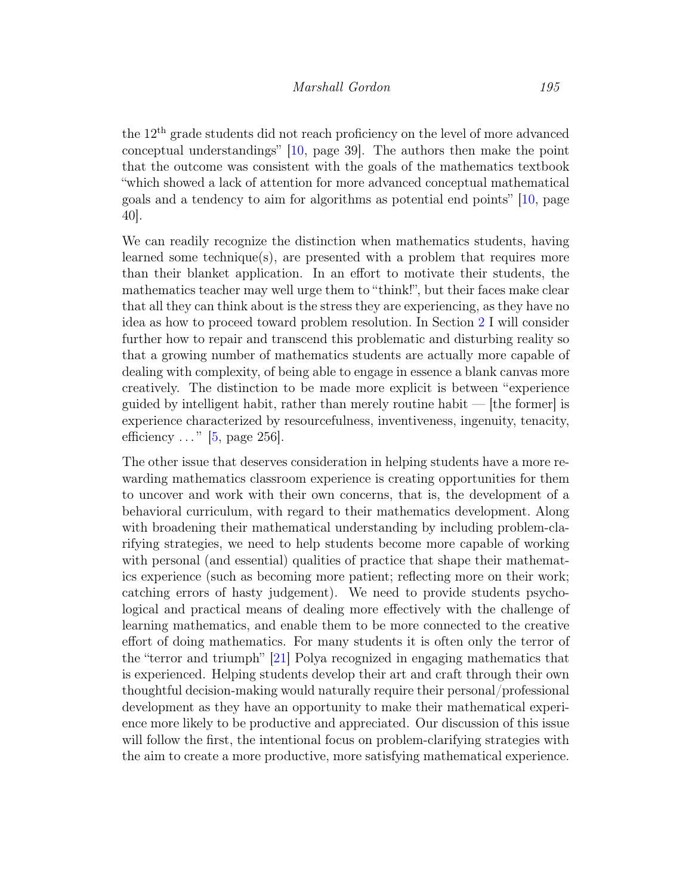the 12$^{\text{th}}$ grade students did not reach proficiency on the level of more advanced conceptual understandings" [10, page 39]. The authors then make the point that the outcome was consistent with the goals of the mathematics textbook "which showed a lack of attention for more advanced conceptual mathematical goals and a tendency to aim for algorithms as potential end points" [10, page 40].

We can readily recognize the distinction when mathematics students, having learned some technique(s), are presented with a problem that requires more than their blanket application. In an effort to motivate their students, the mathematics teacher may well urge them to "think!", but their faces make clear that all they can think about is the stress they are experiencing, as they have no idea as how to proceed toward problem resolution. In Section 2 I will consider further how to repair and transcend this problematic and disturbing reality so that a growing number of mathematics students are actually more capable of dealing with complexity, of being able to engage in essence a blank canvas more creatively. The distinction to be made more explicit is between "experience guided by intelligent habit, rather than merely routine habit — [the former] is experience characterized by resourcefulness, inventiveness, ingenuity, tenacity, efficiency ..." [5, page 256].

The other issue that deserves consideration in helping students have a more rewarding mathematics classroom experience is creating opportunities for them to uncover and work with their own concerns, that is, the development of a behavioral curriculum, with regard to their mathematics development. Along with broadening their mathematical understanding by including problem-clarifying strategies, we need to help students become more capable of working with personal (and essential) qualities of practice that shape their mathematics experience (such as becoming more patient; reflecting more on their work; catching errors of hasty judgement). We need to provide students psychological and practical means of dealing more effectively with the challenge of learning mathematics, and enable them to be more connected to the creative effort of doing mathematics. For many students it is often only the terror of the "terror and triumph" [21] Polya recognized in engaging mathematics that is experienced. Helping students develop their art and craft through their own thoughtful decision-making would naturally require their personal/professional development as they have an opportunity to make their mathematical experience more likely to be productive and appreciated. Our discussion of this issue will follow the first, the intentional focus on problem-clarifying strategies with the aim to create a more productive, more satisfying mathematical experience.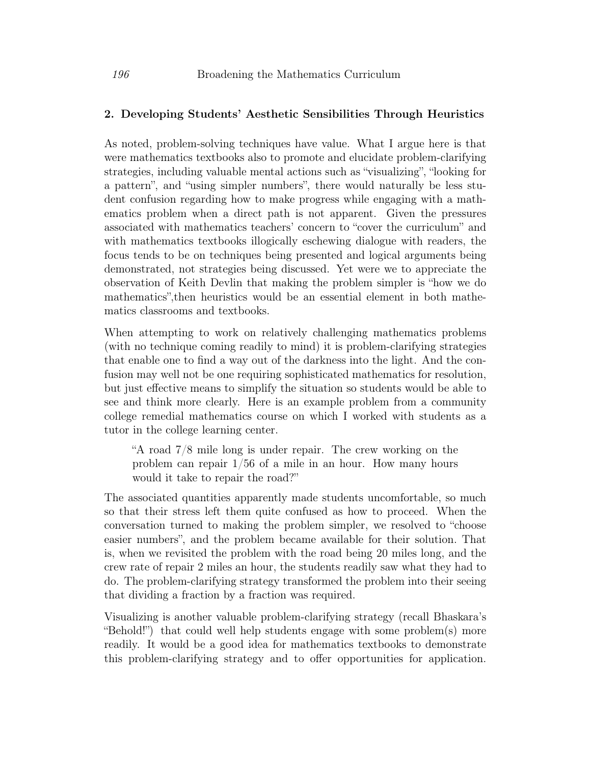## 2. Developing Students' Aesthetic Sensibilities Through Heuristics

As noted, problem-solving techniques have value. What I argue here is that were mathematics textbooks also to promote and elucidate problem-clarifying strategies, including valuable mental actions such as "visualizing", "looking for a pattern", and "using simpler numbers", there would naturally be less student confusion regarding how to make progress while engaging with a mathematics problem when a direct path is not apparent. Given the pressures associated with mathematics teachers' concern to "cover the curriculum" and with mathematics textbooks illogically eschewing dialogue with readers, the focus tends to be on techniques being presented and logical arguments being demonstrated, not strategies being discussed. Yet were we to appreciate the observation of Keith Devlin that making the problem simpler is "how we do mathematics",then heuristics would be an essential element in both mathematics classrooms and textbooks.

When attempting to work on relatively challenging mathematics problems (with no technique coming readily to mind) it is problem-clarifying strategies that enable one to find a way out of the darkness into the light. And the confusion may well not be one requiring sophisticated mathematics for resolution, but just effective means to simplify the situation so students would be able to see and think more clearly. Here is an example problem from a community college remedial mathematics course on which I worked with students as a tutor in the college learning center.

> "A road 7/8 mile long is under repair. The crew working on the problem can repair 1/56 of a mile in an hour. How many hours would it take to repair the road?"

The associated quantities apparently made students uncomfortable, so much so that their stress left them quite confused as how to proceed. When the conversation turned to making the problem simpler, we resolved to "choose easier numbers", and the problem became available for their solution. That is, when we revisited the problem with the road being 20 miles long, and the crew rate of repair 2 miles an hour, the students readily saw what they had to do. The problem-clarifying strategy transformed the problem into their seeing that dividing a fraction by a fraction was required.

Visualizing is another valuable problem-clarifying strategy (recall Bhaskara's "Behold!") that could well help students engage with some problem(s) more readily. It would be a good idea for mathematics textbooks to demonstrate this problem-clarifying strategy and to offer opportunities for application.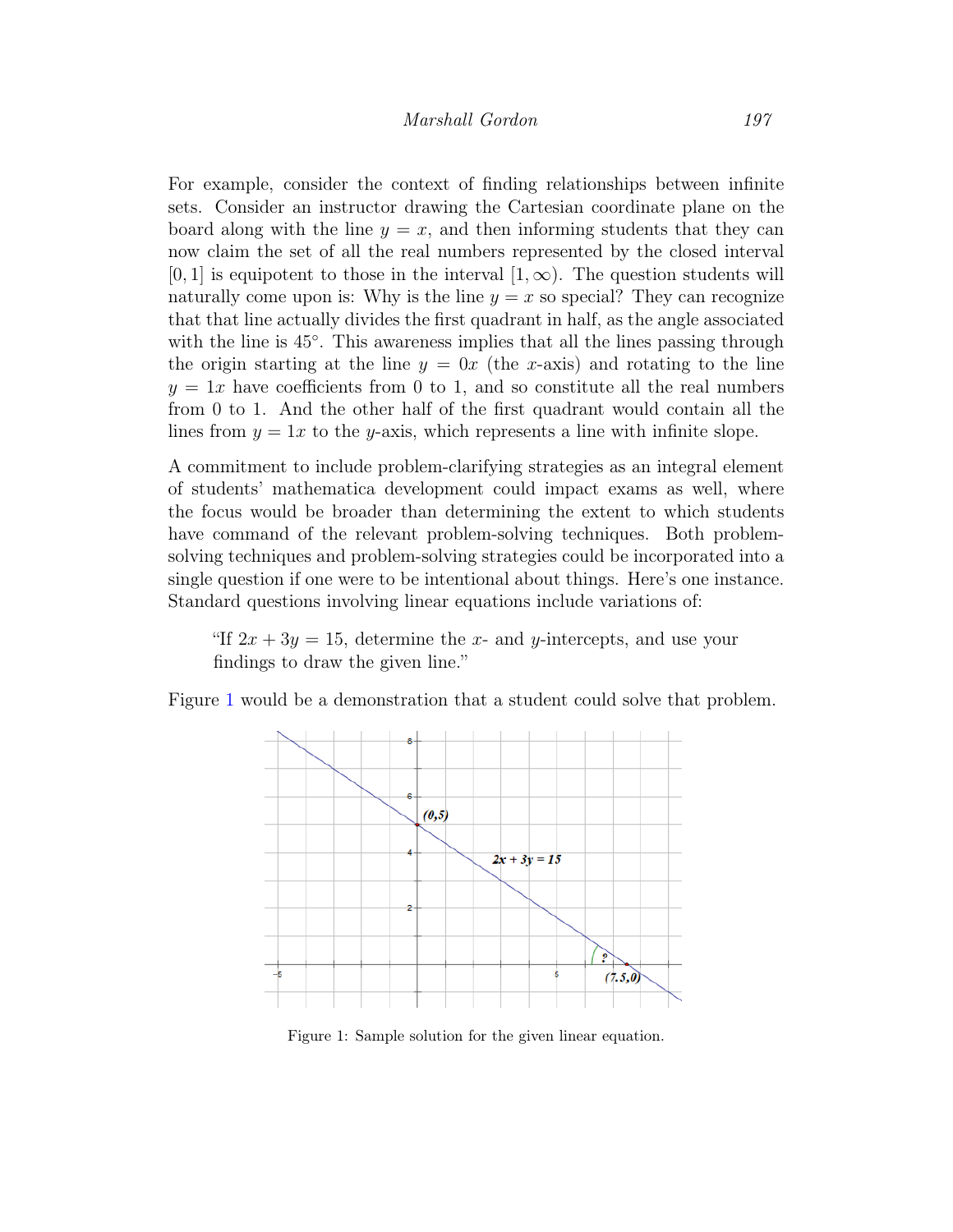For example, consider the context of finding relationships between infinite sets. Consider an instructor drawing the Cartesian coordinate plane on the board along with the line $y = x$, and then informing students that they can now claim the set of all the real numbers represented by the closed interval $[0, 1]$ is equipotent to those in the interval $[1, \infty)$. The question students will naturally come upon is: Why is the line $y = x$ so special? They can recognize that that line actually divides the first quadrant in half, as the angle associated with the line is $45°$. This awareness implies that all the lines passing through the origin starting at the line $y = 0x$ (the $x$-axis) and rotating to the line $y = 1x$ have coefficients from 0 to 1, and so constitute all the real numbers from 0 to 1. And the other half of the first quadrant would contain all the lines from $y = 1x$ to the $y$-axis, which represents a line with infinite slope.

A commitment to include problem-clarifying strategies as an integral element of students' mathematica development could impact exams as well, where the focus would be broader than determining the extent to which students have command of the relevant problem-solving techniques. Both problem-solving techniques and problem-solving strategies could be incorporated into a single question if one were to be intentional about things. Here's one instance. Standard questions involving linear equations include variations of:

> "If $2x + 3y = 15$, determine the $x$- and $y$-intercepts, and use your findings to draw the given line."

Figure 1 would be a demonstration that a student could solve that problem.

Figure 1: Sample solution for the given linear equation.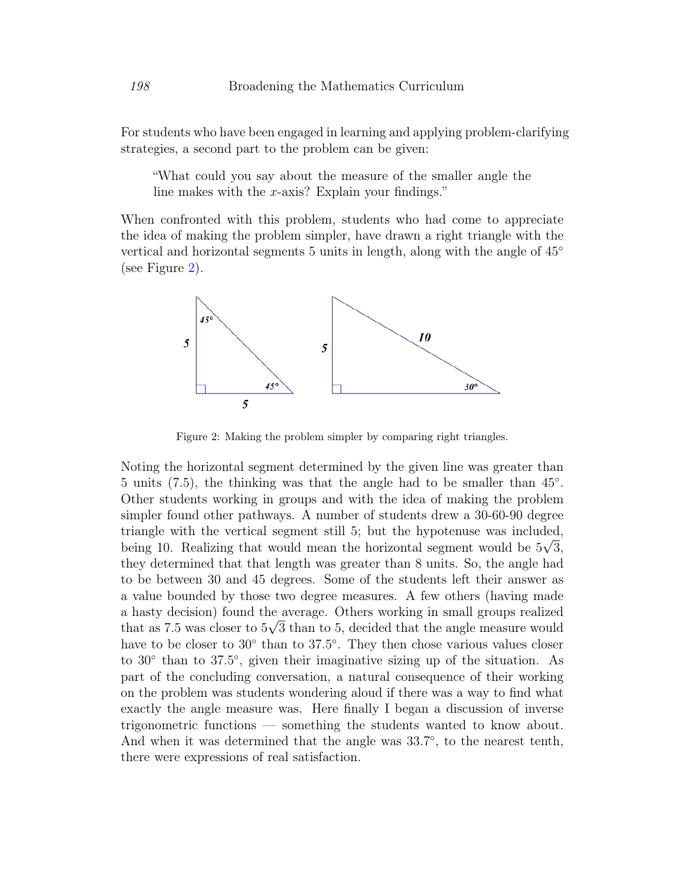For students who have been engaged in learning and applying problem-clarifying strategies, a second part to the problem can be given:

> "What could you say about the measure of the smaller angle the line makes with the $x$-axis? Explain your findings."

When confronted with this problem, students who had come to appreciate the idea of making the problem simpler, have drawn a right triangle with the vertical and horizontal segments 5 units in length, along with the angle of 45° (see Figure 2).

Figure 2: Making the problem simpler by comparing right triangles.

Noting the horizontal segment determined by the given line was greater than 5 units (7.5), the thinking was that the angle had to be smaller than 45°. Other students working in groups and with the idea of making the problem simpler found other pathways. A number of students drew a 30-60-90 degree triangle with the vertical segment still 5; but the hypotenuse was included, being 10. Realizing that would mean the horizontal segment would be $5\sqrt{3}$, they determined that that length was greater than 8 units. So, the angle had to be between 30 and 45 degrees. Some of the students left their answer as a value bounded by those two degree measures. A few others (having made a hasty decision) found the average. Others working in small groups realized that as 7.5 was closer to $5\sqrt{3}$ than to 5, decided that the angle measure would have to be closer to 30° than to 37.5°. They then chose various values closer to 30° than to 37.5°, given their imaginative sizing up of the situation. As part of the concluding conversation, a natural consequence of their working on the problem was students wondering aloud if there was a way to find what exactly the angle measure was. Here finally I began a discussion of inverse trigonometric functions — something the students wanted to know about. And when it was determined that the angle was 33.7°, to the nearest tenth, there were expressions of real satisfaction.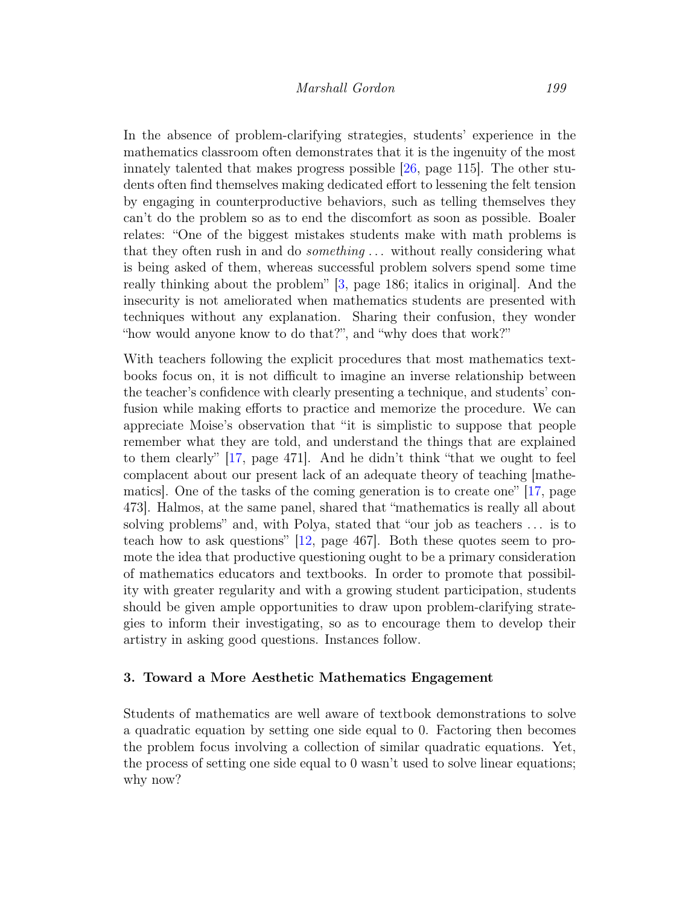In the absence of problem-clarifying strategies, students' experience in the mathematics classroom often demonstrates that it is the ingenuity of the most innately talented that makes progress possible [26, page 115]. The other students often find themselves making dedicated effort to lessening the felt tension by engaging in counterproductive behaviors, such as telling themselves they can't do the problem so as to end the discomfort as soon as possible. Boaler relates: "One of the biggest mistakes students make with math problems is that they often rush in and do *something* ... without really considering what is being asked of them, whereas successful problem solvers spend some time really thinking about the problem" [3, page 186; italics in original]. And the insecurity is not ameliorated when mathematics students are presented with techniques without any explanation. Sharing their confusion, they wonder "how would anyone know to do that?", and "why does that work?"

With teachers following the explicit procedures that most mathematics textbooks focus on, it is not difficult to imagine an inverse relationship between the teacher's confidence with clearly presenting a technique, and students' confusion while making efforts to practice and memorize the procedure. We can appreciate Moise's observation that "it is simplistic to suppose that people remember what they are told, and understand the things that are explained to them clearly" [17, page 471]. And he didn't think "that we ought to feel complacent about our present lack of an adequate theory of teaching [mathematics]. One of the tasks of the coming generation is to create one" [17, page 473]. Halmos, at the same panel, shared that "mathematics is really all about solving problems" and, with Polya, stated that "our job as teachers ... is to teach how to ask questions" [12, page 467]. Both these quotes seem to promote the idea that productive questioning ought to be a primary consideration of mathematics educators and textbooks. In order to promote that possibility with greater regularity and with a growing student participation, students should be given ample opportunities to draw upon problem-clarifying strategies to inform their investigating, so as to encourage them to develop their artistry in asking good questions. Instances follow.

## 3. Toward a More Aesthetic Mathematics Engagement

Students of mathematics are well aware of textbook demonstrations to solve a quadratic equation by setting one side equal to 0. Factoring then becomes the problem focus involving a collection of similar quadratic equations. Yet, the process of setting one side equal to 0 wasn't used to solve linear equations; why now?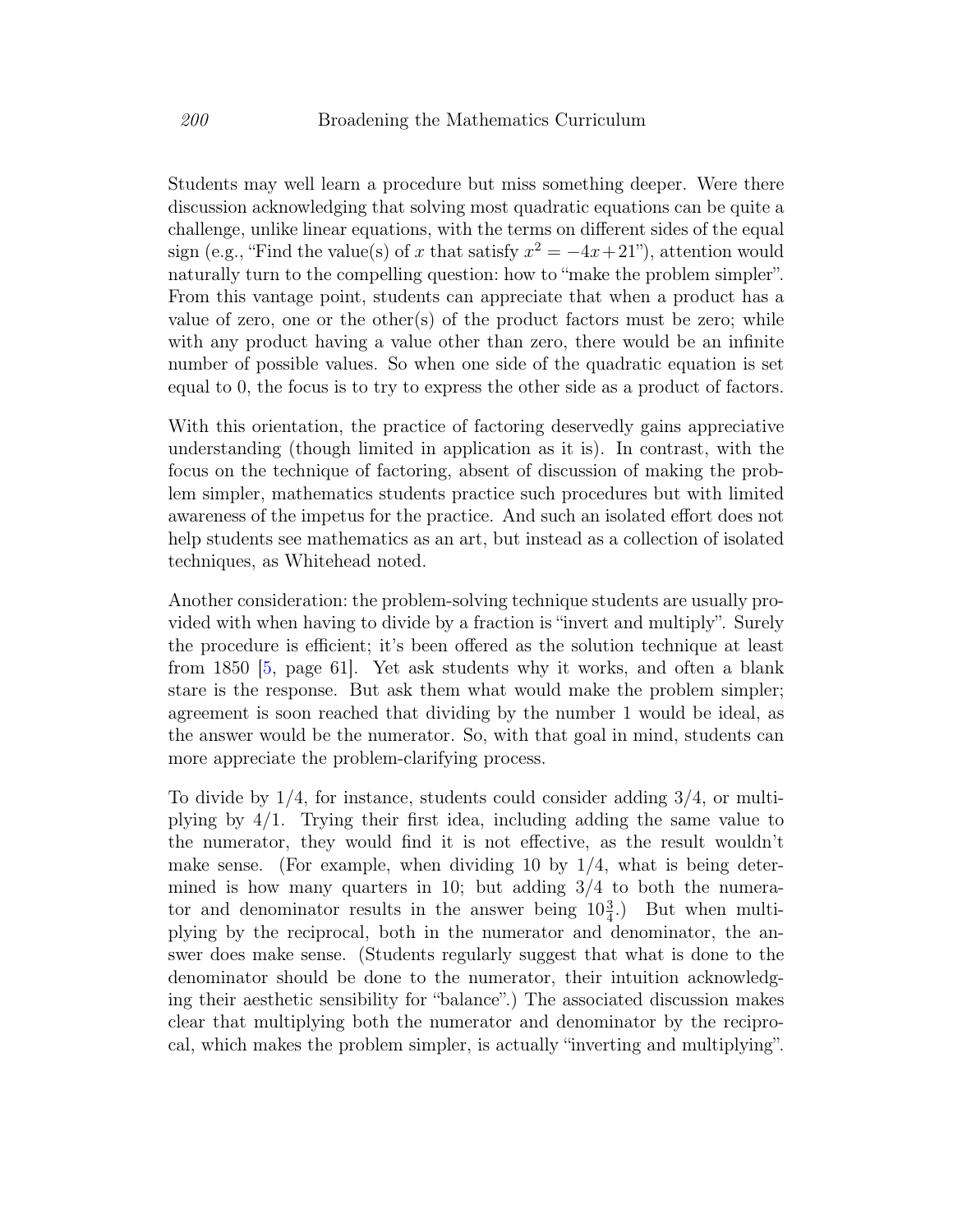Students may well learn a procedure but miss something deeper. Were there discussion acknowledging that solving most quadratic equations can be quite a challenge, unlike linear equations, with the terms on different sides of the equal sign (e.g., "Find the value(s) of $x$ that satisfy $x^2 = -4x + 21$"), attention would naturally turn to the compelling question: how to "make the problem simpler". From this vantage point, students can appreciate that when a product has a value of zero, one or the other(s) of the product factors must be zero; while with any product having a value other than zero, there would be an infinite number of possible values. So when one side of the quadratic equation is set equal to 0, the focus is to try to express the other side as a product of factors.

With this orientation, the practice of factoring deservedly gains appreciative understanding (though limited in application as it is). In contrast, with the focus on the technique of factoring, absent of discussion of making the problem simpler, mathematics students practice such procedures but with limited awareness of the impetus for the practice. And such an isolated effort does not help students see mathematics as an art, but instead as a collection of isolated techniques, as Whitehead noted.

Another consideration: the problem-solving technique students are usually provided with when having to divide by a fraction is "invert and multiply". Surely the procedure is efficient; it's been offered as the solution technique at least from 1850 [5, page 61]. Yet ask students why it works, and often a blank stare is the response. But ask them what would make the problem simpler; agreement is soon reached that dividing by the number 1 would be ideal, as the answer would be the numerator. So, with that goal in mind, students can more appreciate the problem-clarifying process.

To divide by $1/4$, for instance, students could consider adding $3/4$, or multiplying by $4/1$. Trying their first idea, including adding the same value to the numerator, they would find it is not effective, as the result wouldn't make sense. (For example, when dividing 10 by $1/4$, what is being determined is how many quarters in 10; but adding $3/4$ to both the numerator and denominator results in the answer being $10\frac{3}{4}$.) But when multiplying by the reciprocal, both in the numerator and denominator, the answer does make sense. (Students regularly suggest that what is done to the denominator should be done to the numerator, their intuition acknowledging their aesthetic sensibility for "balance".) The associated discussion makes clear that multiplying both the numerator and denominator by the reciprocal, which makes the problem simpler, is actually "inverting and multiplying".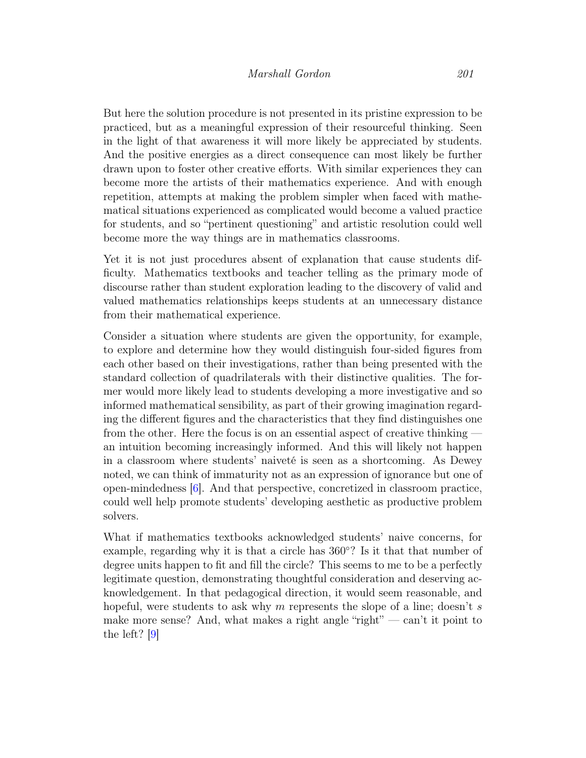But here the solution procedure is not presented in its pristine expression to be practiced, but as a meaningful expression of their resourceful thinking. Seen in the light of that awareness it will more likely be appreciated by students. And the positive energies as a direct consequence can most likely be further drawn upon to foster other creative efforts. With similar experiences they can become more the artists of their mathematics experience. And with enough repetition, attempts at making the problem simpler when faced with mathematical situations experienced as complicated would become a valued practice for students, and so "pertinent questioning" and artistic resolution could well become more the way things are in mathematics classrooms.

Yet it is not just procedures absent of explanation that cause students difficulty. Mathematics textbooks and teacher telling as the primary mode of discourse rather than student exploration leading to the discovery of valid and valued mathematics relationships keeps students at an unnecessary distance from their mathematical experience.

Consider a situation where students are given the opportunity, for example, to explore and determine how they would distinguish four-sided figures from each other based on their investigations, rather than being presented with the standard collection of quadrilaterals with their distinctive qualities. The former would more likely lead to students developing a more investigative and so informed mathematical sensibility, as part of their growing imagination regarding the different figures and the characteristics that they find distinguishes one from the other. Here the focus is on an essential aspect of creative thinking — an intuition becoming increasingly informed. And this will likely not happen in a classroom where students' naiveté is seen as a shortcoming. As Dewey noted, we can think of immaturity not as an expression of ignorance but one of open-mindedness [6]. And that perspective, concretized in classroom practice, could well help promote students' developing aesthetic as productive problem solvers.

What if mathematics textbooks acknowledged students' naive concerns, for example, regarding why it is that a circle has $360°$? Is it that that number of degree units happen to fit and fill the circle? This seems to me to be a perfectly legitimate question, demonstrating thoughtful consideration and deserving acknowledgement. In that pedagogical direction, it would seem reasonable, and hopeful, were students to ask why $m$ represents the slope of a line; doesn't $s$ make more sense? And, what makes a right angle "right" — can't it point to the left? [9]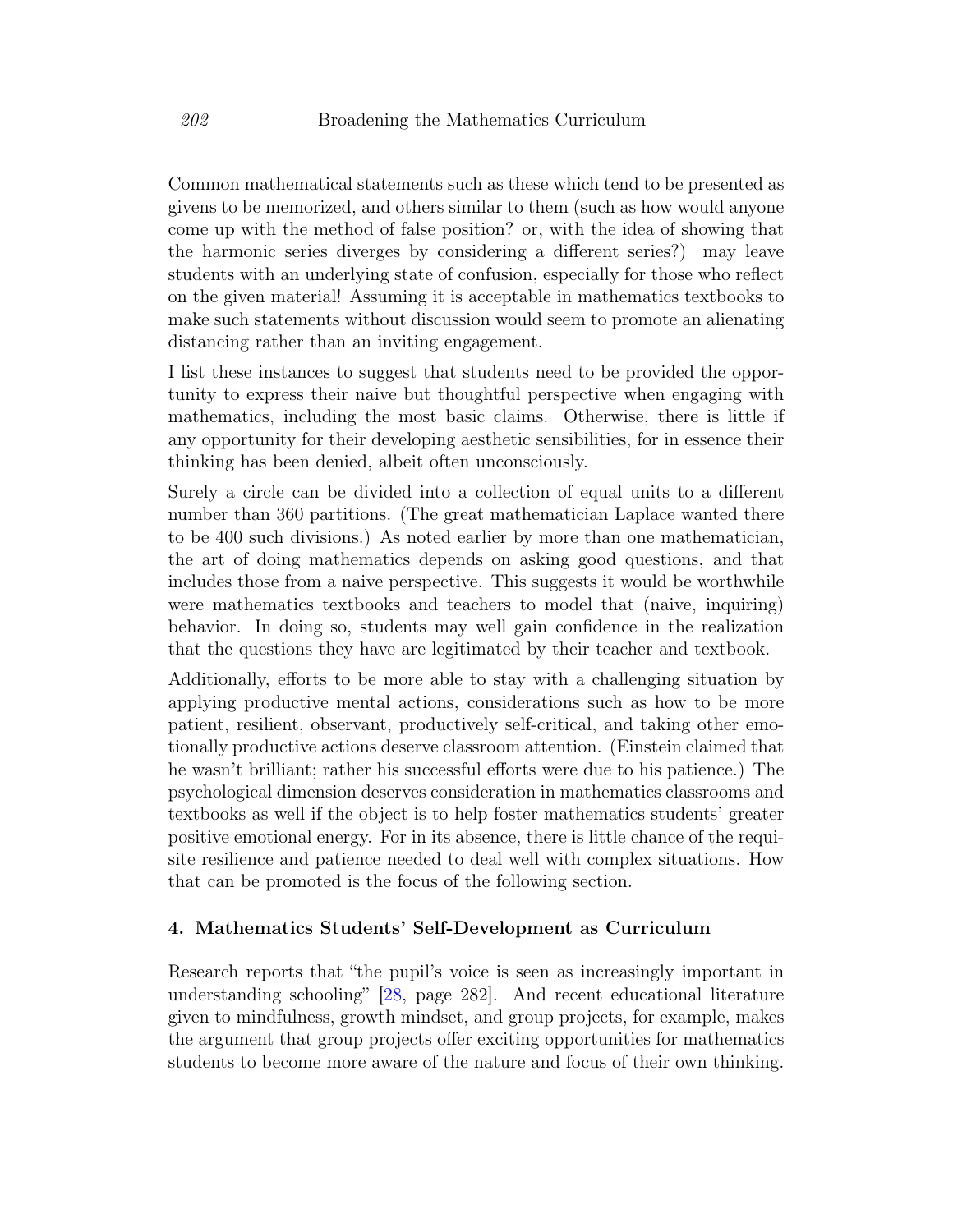Common mathematical statements such as these which tend to be presented as givens to be memorized, and others similar to them (such as how would anyone come up with the method of false position? or, with the idea of showing that the harmonic series diverges by considering a different series?) may leave students with an underlying state of confusion, especially for those who reflect on the given material! Assuming it is acceptable in mathematics textbooks to make such statements without discussion would seem to promote an alienating distancing rather than an inviting engagement.

I list these instances to suggest that students need to be provided the opportunity to express their naive but thoughtful perspective when engaging with mathematics, including the most basic claims. Otherwise, there is little if any opportunity for their developing aesthetic sensibilities, for in essence their thinking has been denied, albeit often unconsciously.

Surely a circle can be divided into a collection of equal units to a different number than 360 partitions. (The great mathematician Laplace wanted there to be 400 such divisions.) As noted earlier by more than one mathematician, the art of doing mathematics depends on asking good questions, and that includes those from a naive perspective. This suggests it would be worthwhile were mathematics textbooks and teachers to model that (naive, inquiring) behavior. In doing so, students may well gain confidence in the realization that the questions they have are legitimated by their teacher and textbook.

Additionally, efforts to be more able to stay with a challenging situation by applying productive mental actions, considerations such as how to be more patient, resilient, observant, productively self-critical, and taking other emotionally productive actions deserve classroom attention. (Einstein claimed that he wasn't brilliant; rather his successful efforts were due to his patience.) The psychological dimension deserves consideration in mathematics classrooms and textbooks as well if the object is to help foster mathematics students' greater positive emotional energy. For in its absence, there is little chance of the requisite resilience and patience needed to deal well with complex situations. How that can be promoted is the focus of the following section.

### 4. Mathematics Students' Self-Development as Curriculum

Research reports that "the pupil's voice is seen as increasingly important in understanding schooling" [28, page 282]. And recent educational literature given to mindfulness, growth mindset, and group projects, for example, makes the argument that group projects offer exciting opportunities for mathematics students to become more aware of the nature and focus of their own thinking.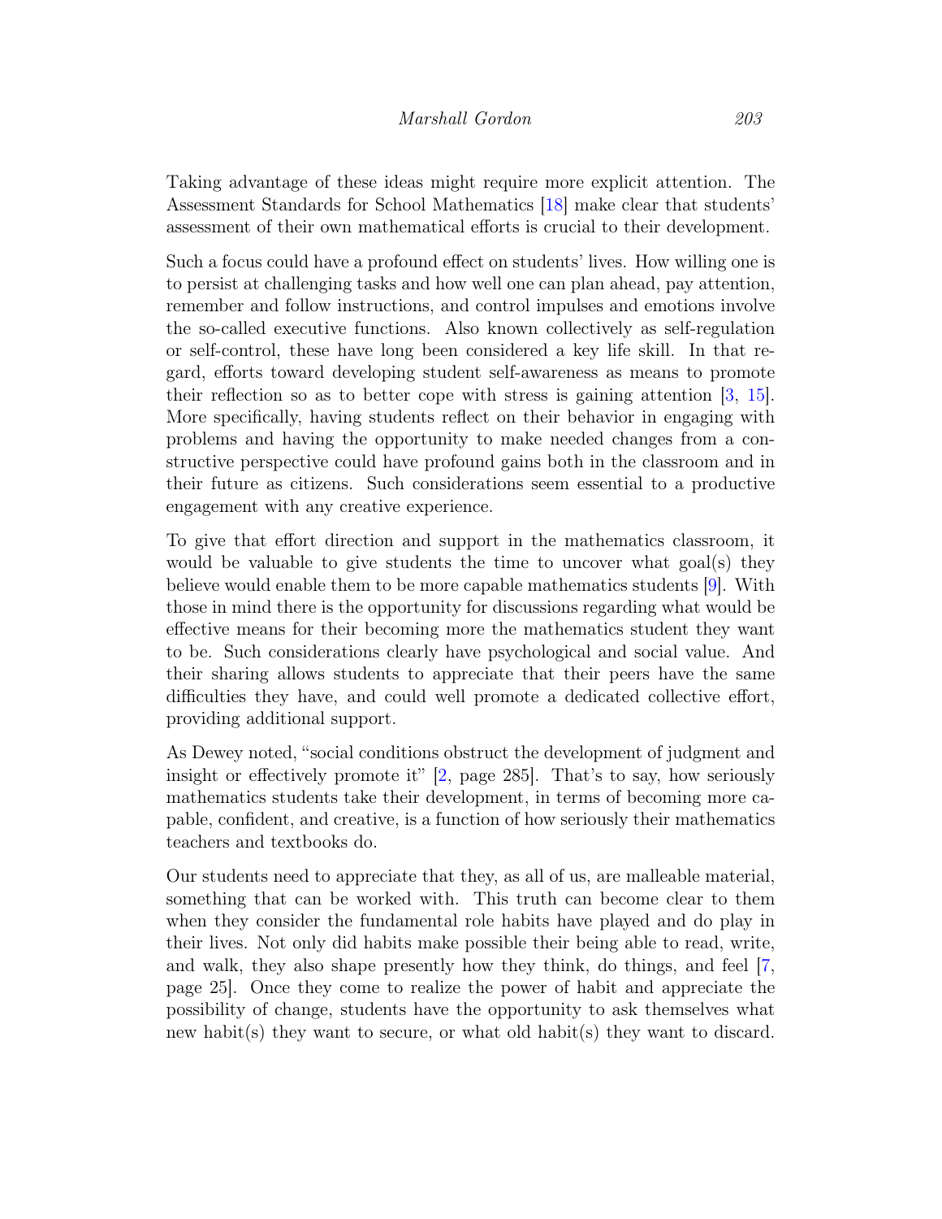Taking advantage of these ideas might require more explicit attention. The Assessment Standards for School Mathematics [18] make clear that students' assessment of their own mathematical efforts is crucial to their development.

Such a focus could have a profound effect on students' lives. How willing one is to persist at challenging tasks and how well one can plan ahead, pay attention, remember and follow instructions, and control impulses and emotions involve the so-called executive functions. Also known collectively as self-regulation or self-control, these have long been considered a key life skill. In that regard, efforts toward developing student self-awareness as means to promote their reflection so as to better cope with stress is gaining attention [3, 15]. More specifically, having students reflect on their behavior in engaging with problems and having the opportunity to make needed changes from a constructive perspective could have profound gains both in the classroom and in their future as citizens. Such considerations seem essential to a productive engagement with any creative experience.

To give that effort direction and support in the mathematics classroom, it would be valuable to give students the time to uncover what goal(s) they believe would enable them to be more capable mathematics students [9]. With those in mind there is the opportunity for discussions regarding what would be effective means for their becoming more the mathematics student they want to be. Such considerations clearly have psychological and social value. And their sharing allows students to appreciate that their peers have the same difficulties they have, and could well promote a dedicated collective effort, providing additional support.

As Dewey noted, "social conditions obstruct the development of judgment and insight or effectively promote it" [2, page 285]. That's to say, how seriously mathematics students take their development, in terms of becoming more capable, confident, and creative, is a function of how seriously their mathematics teachers and textbooks do.

Our students need to appreciate that they, as all of us, are malleable material, something that can be worked with. This truth can become clear to them when they consider the fundamental role habits have played and do play in their lives. Not only did habits make possible their being able to read, write, and walk, they also shape presently how they think, do things, and feel [7, page 25]. Once they come to realize the power of habit and appreciate the possibility of change, students have the opportunity to ask themselves what new habit(s) they want to secure, or what old habit(s) they want to discard.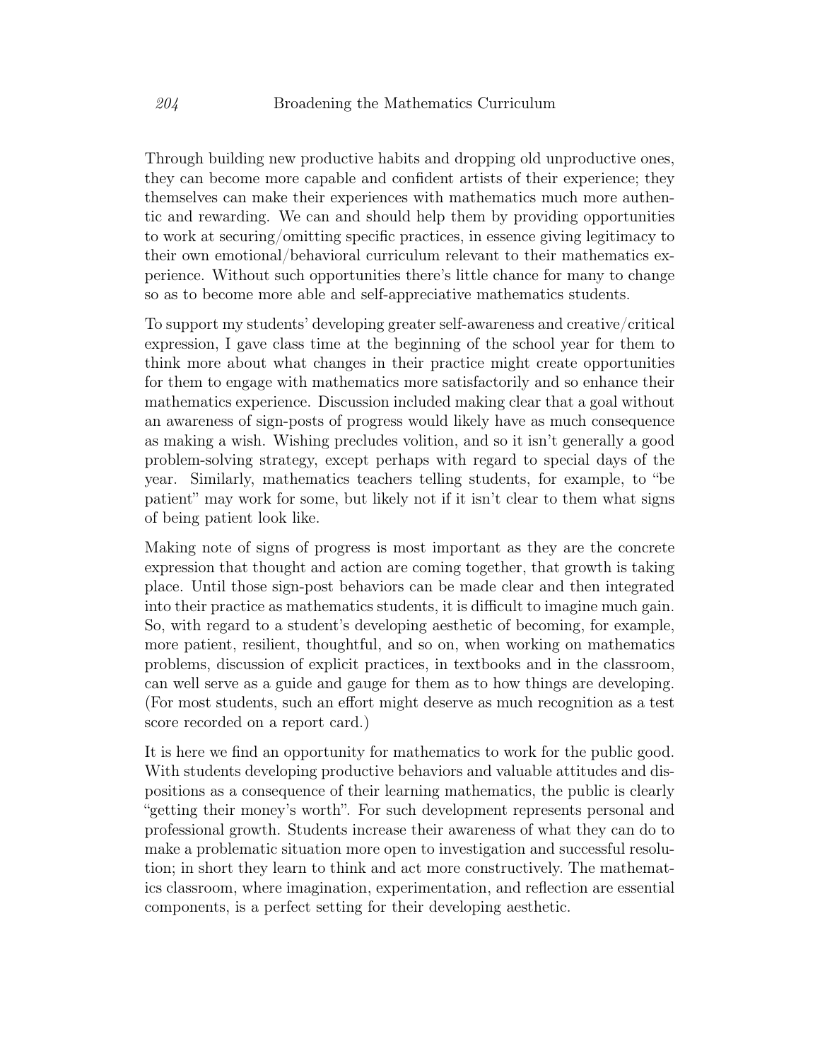Through building new productive habits and dropping old unproductive ones, they can become more capable and confident artists of their experience; they themselves can make their experiences with mathematics much more authentic and rewarding. We can and should help them by providing opportunities to work at securing/omitting specific practices, in essence giving legitimacy to their own emotional/behavioral curriculum relevant to their mathematics experience. Without such opportunities there's little chance for many to change so as to become more able and self-appreciative mathematics students.

To support my students' developing greater self-awareness and creative/critical expression, I gave class time at the beginning of the school year for them to think more about what changes in their practice might create opportunities for them to engage with mathematics more satisfactorily and so enhance their mathematics experience. Discussion included making clear that a goal without an awareness of sign-posts of progress would likely have as much consequence as making a wish. Wishing precludes volition, and so it isn't generally a good problem-solving strategy, except perhaps with regard to special days of the year. Similarly, mathematics teachers telling students, for example, to "be patient" may work for some, but likely not if it isn't clear to them what signs of being patient look like.

Making note of signs of progress is most important as they are the concrete expression that thought and action are coming together, that growth is taking place. Until those sign-post behaviors can be made clear and then integrated into their practice as mathematics students, it is difficult to imagine much gain. So, with regard to a student's developing aesthetic of becoming, for example, more patient, resilient, thoughtful, and so on, when working on mathematics problems, discussion of explicit practices, in textbooks and in the classroom, can well serve as a guide and gauge for them as to how things are developing. (For most students, such an effort might deserve as much recognition as a test score recorded on a report card.)

It is here we find an opportunity for mathematics to work for the public good. With students developing productive behaviors and valuable attitudes and dispositions as a consequence of their learning mathematics, the public is clearly "getting their money's worth". For such development represents personal and professional growth. Students increase their awareness of what they can do to make a problematic situation more open to investigation and successful resolution; in short they learn to think and act more constructively. The mathematics classroom, where imagination, experimentation, and reflection are essential components, is a perfect setting for their developing aesthetic.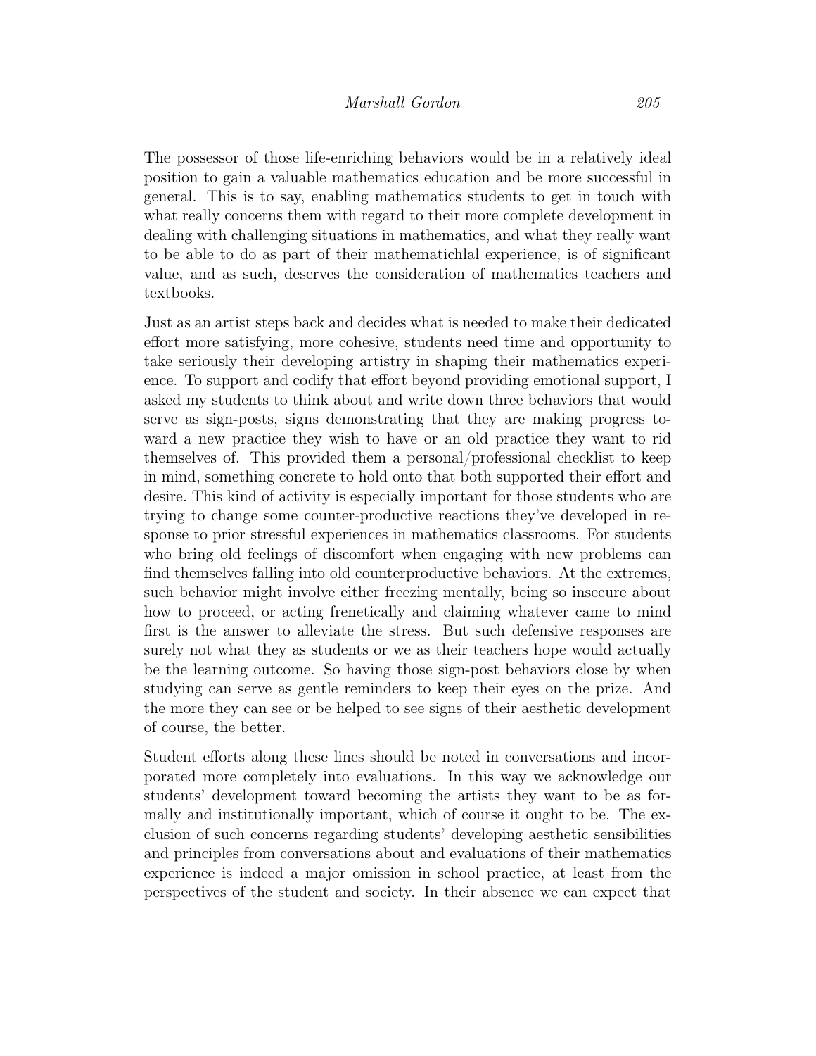The possessor of those life-enriching behaviors would be in a relatively ideal position to gain a valuable mathematics education and be more successful in general. This is to say, enabling mathematics students to get in touch with what really concerns them with regard to their more complete development in dealing with challenging situations in mathematics, and what they really want to be able to do as part of their mathematichlal experience, is of significant value, and as such, deserves the consideration of mathematics teachers and textbooks.

Just as an artist steps back and decides what is needed to make their dedicated effort more satisfying, more cohesive, students need time and opportunity to take seriously their developing artistry in shaping their mathematics experience. To support and codify that effort beyond providing emotional support, I asked my students to think about and write down three behaviors that would serve as sign-posts, signs demonstrating that they are making progress toward a new practice they wish to have or an old practice they want to rid themselves of. This provided them a personal/professional checklist to keep in mind, something concrete to hold onto that both supported their effort and desire. This kind of activity is especially important for those students who are trying to change some counter-productive reactions they've developed in response to prior stressful experiences in mathematics classrooms. For students who bring old feelings of discomfort when engaging with new problems can find themselves falling into old counterproductive behaviors. At the extremes, such behavior might involve either freezing mentally, being so insecure about how to proceed, or acting frenetically and claiming whatever came to mind first is the answer to alleviate the stress. But such defensive responses are surely not what they as students or we as their teachers hope would actually be the learning outcome. So having those sign-post behaviors close by when studying can serve as gentle reminders to keep their eyes on the prize. And the more they can see or be helped to see signs of their aesthetic development of course, the better.

Student efforts along these lines should be noted in conversations and incorporated more completely into evaluations. In this way we acknowledge our students' development toward becoming the artists they want to be as formally and institutionally important, which of course it ought to be. The exclusion of such concerns regarding students' developing aesthetic sensibilities and principles from conversations about and evaluations of their mathematics experience is indeed a major omission in school practice, at least from the perspectives of the student and society. In their absence we can expect that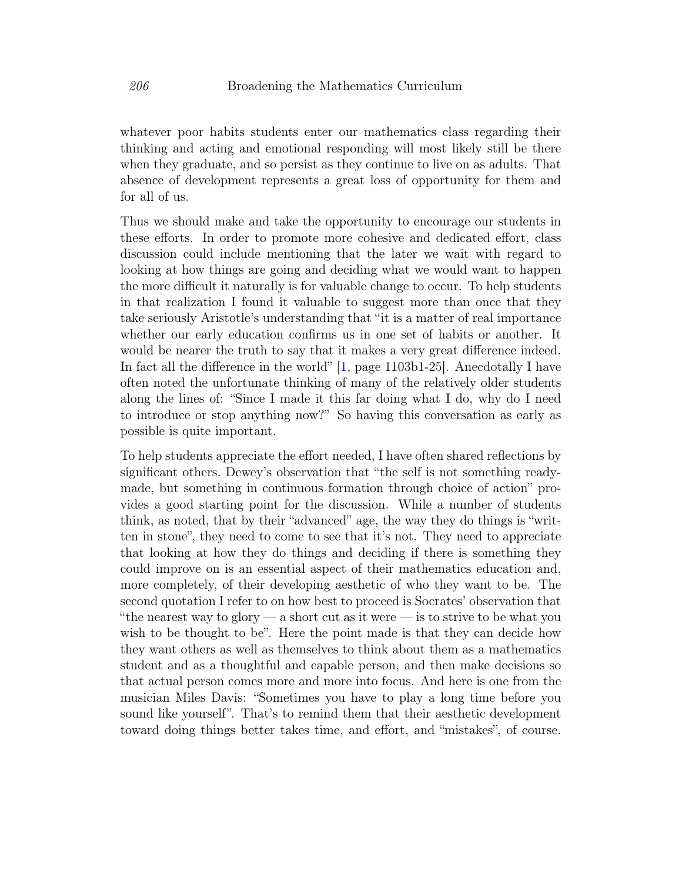whatever poor habits students enter our mathematics class regarding their thinking and acting and emotional responding will most likely still be there when they graduate, and so persist as they continue to live on as adults. That absence of development represents a great loss of opportunity for them and for all of us.

Thus we should make and take the opportunity to encourage our students in these efforts. In order to promote more cohesive and dedicated effort, class discussion could include mentioning that the later we wait with regard to looking at how things are going and deciding what we would want to happen the more difficult it naturally is for valuable change to occur. To help students in that realization I found it valuable to suggest more than once that they take seriously Aristotle's understanding that "it is a matter of real importance whether our early education confirms us in one set of habits or another. It would be nearer the truth to say that it makes a very great difference indeed. In fact all the difference in the world" [1, page 1103b1-25]. Anecdotally I have often noted the unfortunate thinking of many of the relatively older students along the lines of: "Since I made it this far doing what I do, why do I need to introduce or stop anything now?" So having this conversation as early as possible is quite important.

To help students appreciate the effort needed, I have often shared reflections by significant others. Dewey's observation that "the self is not something ready-made, but something in continuous formation through choice of action" provides a good starting point for the discussion. While a number of students think, as noted, that by their "advanced" age, the way they do things is "written in stone", they need to come to see that it's not. They need to appreciate that looking at how they do things and deciding if there is something they could improve on is an essential aspect of their mathematics education and, more completely, of their developing aesthetic of who they want to be. The second quotation I refer to on how best to proceed is Socrates' observation that "the nearest way to glory — a short cut as it were — is to strive to be what you wish to be thought to be". Here the point made is that they can decide how they want others as well as themselves to think about them as a mathematics student and as a thoughtful and capable person, and then make decisions so that actual person comes more and more into focus. And here is one from the musician Miles Davis: "Sometimes you have to play a long time before you sound like yourself". That's to remind them that their aesthetic development toward doing things better takes time, and effort, and "mistakes", of course.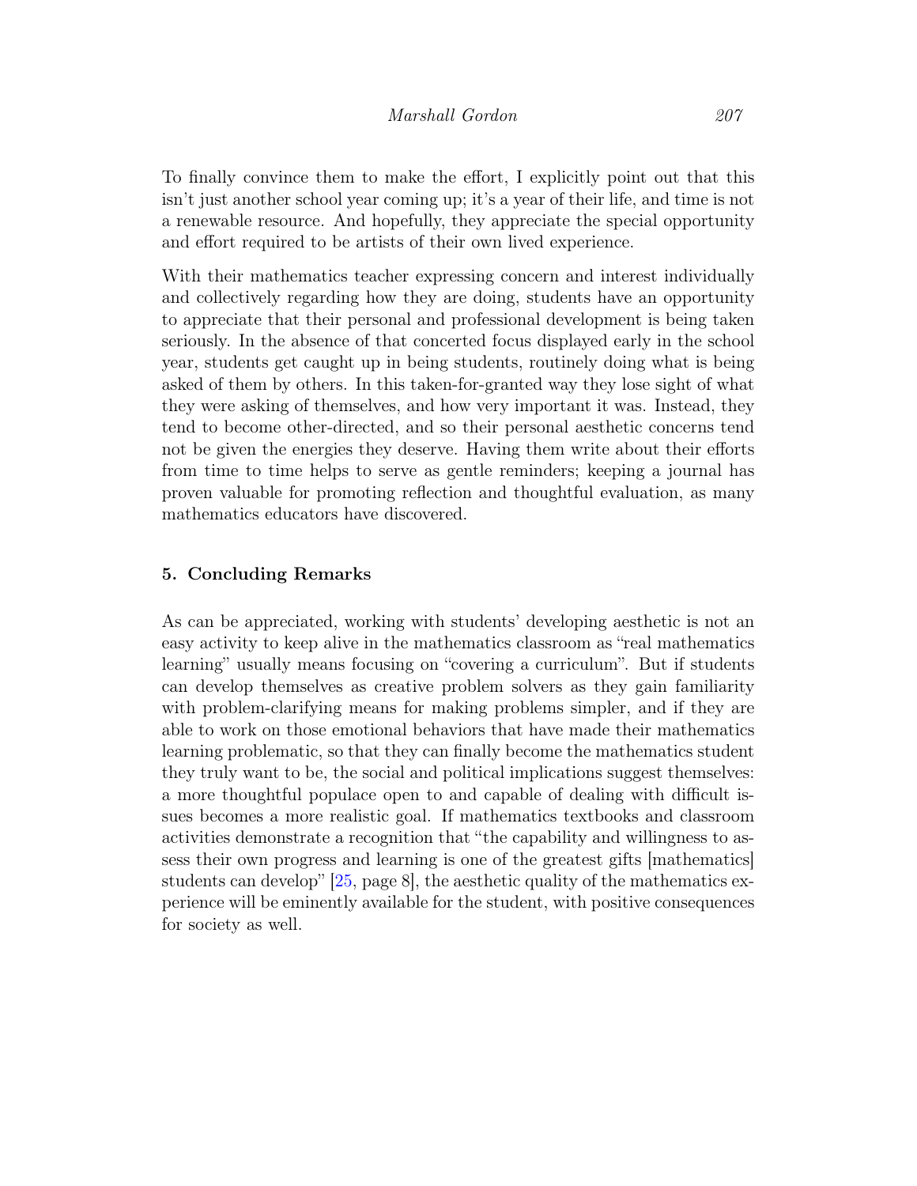To finally convince them to make the effort, I explicitly point out that this isn't just another school year coming up; it's a year of their life, and time is not a renewable resource. And hopefully, they appreciate the special opportunity and effort required to be artists of their own lived experience.

With their mathematics teacher expressing concern and interest individually and collectively regarding how they are doing, students have an opportunity to appreciate that their personal and professional development is being taken seriously. In the absence of that concerted focus displayed early in the school year, students get caught up in being students, routinely doing what is being asked of them by others. In this taken-for-granted way they lose sight of what they were asking of themselves, and how very important it was. Instead, they tend to become other-directed, and so their personal aesthetic concerns tend not be given the energies they deserve. Having them write about their efforts from time to time helps to serve as gentle reminders; keeping a journal has proven valuable for promoting reflection and thoughtful evaluation, as many mathematics educators have discovered.

## 5. Concluding Remarks

As can be appreciated, working with students' developing aesthetic is not an easy activity to keep alive in the mathematics classroom as "real mathematics learning" usually means focusing on "covering a curriculum". But if students can develop themselves as creative problem solvers as they gain familiarity with problem-clarifying means for making problems simpler, and if they are able to work on those emotional behaviors that have made their mathematics learning problematic, so that they can finally become the mathematics student they truly want to be, the social and political implications suggest themselves: a more thoughtful populace open to and capable of dealing with difficult issues becomes a more realistic goal. If mathematics textbooks and classroom activities demonstrate a recognition that "the capability and willingness to assess their own progress and learning is one of the greatest gifts [mathematics] students can develop" [25, page 8], the aesthetic quality of the mathematics experience will be eminently available for the student, with positive consequences for society as well.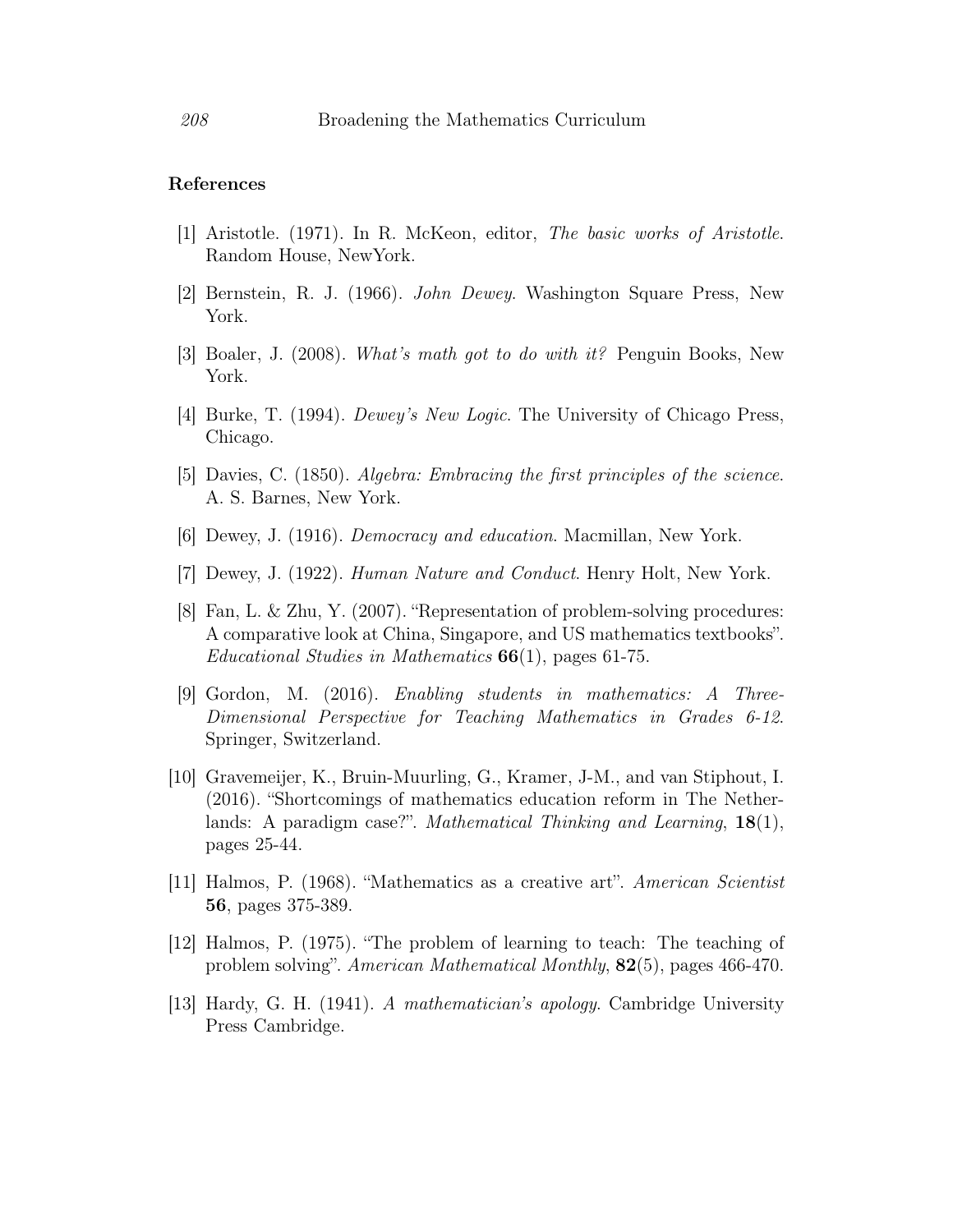## References

[1] Aristotle. (1971). In R. McKeon, editor, *The basic works of Aristotle*. Random House, NewYork.

[2] Bernstein, R. J. (1966). *John Dewey*. Washington Square Press, New York.

[3] Boaler, J. (2008). *What's math got to do with it?* Penguin Books, New York.

[4] Burke, T. (1994). *Dewey's New Logic*. The University of Chicago Press, Chicago.

[5] Davies, C. (1850). *Algebra: Embracing the first principles of the science*. A. S. Barnes, New York.

[6] Dewey, J. (1916). *Democracy and education*. Macmillan, New York.

[7] Dewey, J. (1922). *Human Nature and Conduct*. Henry Holt, New York.

[8] Fan, L. & Zhu, Y. (2007). "Representation of problem-solving procedures: A comparative look at China, Singapore, and US mathematics textbooks". *Educational Studies in Mathematics* **66**(1), pages 61-75.

[9] Gordon, M. (2016). *Enabling students in mathematics: A Three-Dimensional Perspective for Teaching Mathematics in Grades 6-12*. Springer, Switzerland.

[10] Gravemeijer, K., Bruin-Muurling, G., Kramer, J-M., and van Stiphout, I. (2016). "Shortcomings of mathematics education reform in The Netherlands: A paradigm case?". *Mathematical Thinking and Learning*, **18**(1), pages 25-44.

[11] Halmos, P. (1968). "Mathematics as a creative art". *American Scientist* **56**, pages 375-389.

[12] Halmos, P. (1975). "The problem of learning to teach: The teaching of problem solving". *American Mathematical Monthly*, **82**(5), pages 466-470.

[13] Hardy, G. H. (1941). *A mathematician's apology*. Cambridge University Press Cambridge.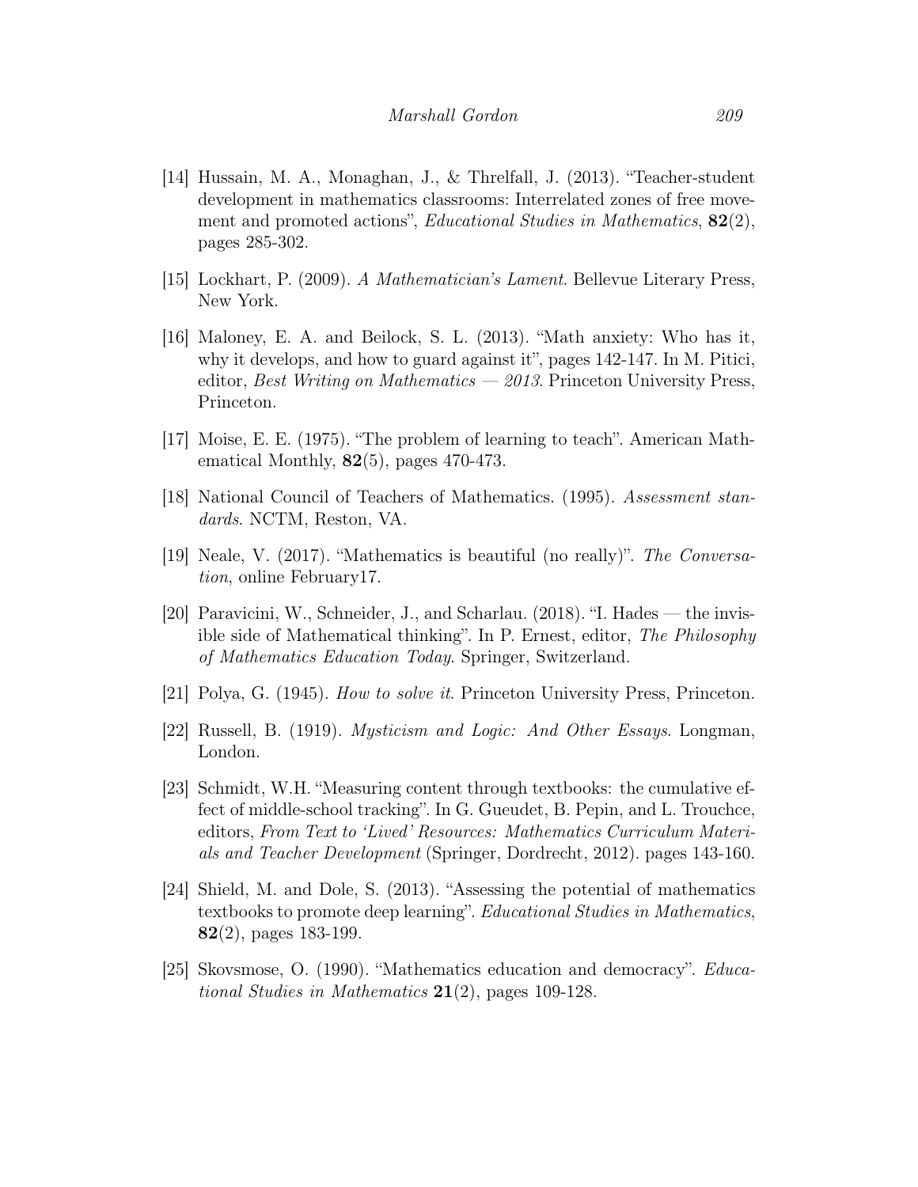[14] Hussain, M. A., Monaghan, J., & Threlfall, J. (2013). "Teacher-student development in mathematics classrooms: Interrelated zones of free movement and promoted actions", *Educational Studies in Mathematics*, **82**(2), pages 285-302.

[15] Lockhart, P. (2009). *A Mathematician's Lament*. Bellevue Literary Press, New York.

[16] Maloney, E. A. and Beilock, S. L. (2013). "Math anxiety: Who has it, why it develops, and how to guard against it", pages 142-147. In M. Pitici, editor, *Best Writing on Mathematics — 2013*. Princeton University Press, Princeton.

[17] Moise, E. E. (1975). "The problem of learning to teach". American Mathematical Monthly, **82**(5), pages 470-473.

[18] National Council of Teachers of Mathematics. (1995). *Assessment standards*. NCTM, Reston, VA.

[19] Neale, V. (2017). "Mathematics is beautiful (no really)". *The Conversation*, online February17.

[20] Paravicini, W., Schneider, J., and Scharlau. (2018). "I. Hades — the invisible side of Mathematical thinking". In P. Ernest, editor, *The Philosophy of Mathematics Education Today*. Springer, Switzerland.

[21] Polya, G. (1945). *How to solve it*. Princeton University Press, Princeton.

[22] Russell, B. (1919). *Mysticism and Logic: And Other Essays*. Longman, London.

[23] Schmidt, W.H. "Measuring content through textbooks: the cumulative effect of middle-school tracking". In G. Gueudet, B. Pepin, and L. Trouchce, editors, *From Text to 'Lived' Resources: Mathematics Curriculum Materials and Teacher Development* (Springer, Dordrecht, 2012). pages 143-160.

[24] Shield, M. and Dole, S. (2013). "Assessing the potential of mathematics textbooks to promote deep learning". *Educational Studies in Mathematics*, **82**(2), pages 183-199.

[25] Skovsmose, O. (1990). "Mathematics education and democracy". *Educational Studies in Mathematics* **21**(2), pages 109-128.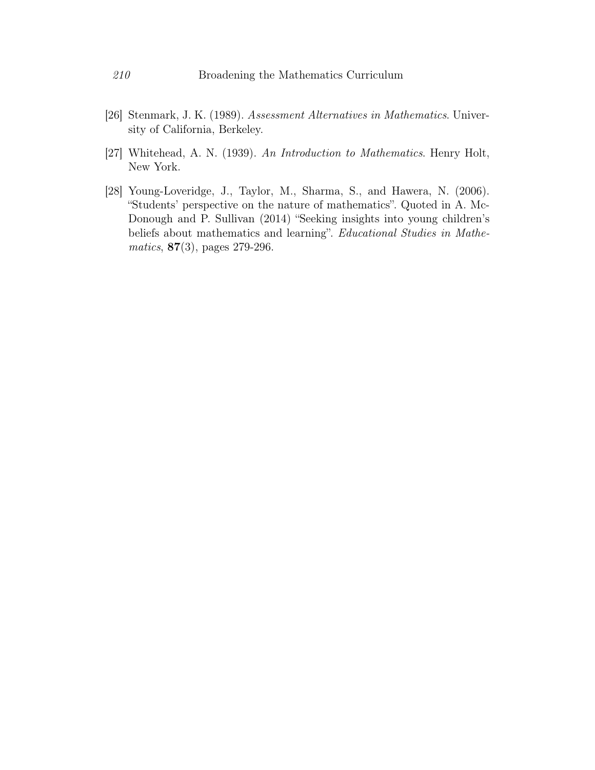[26] Stenmark, J. K. (1989). *Assessment Alternatives in Mathematics*. University of California, Berkeley.

[27] Whitehead, A. N. (1939). *An Introduction to Mathematics*. Henry Holt, New York.

[28] Young-Loveridge, J., Taylor, M., Sharma, S., and Hawera, N. (2006). "Students' perspective on the nature of mathematics". Quoted in A. McDonough and P. Sullivan (2014) "Seeking insights into young children's beliefs about mathematics and learning". *Educational Studies in Mathematics*, **87**(3), pages 279-296.